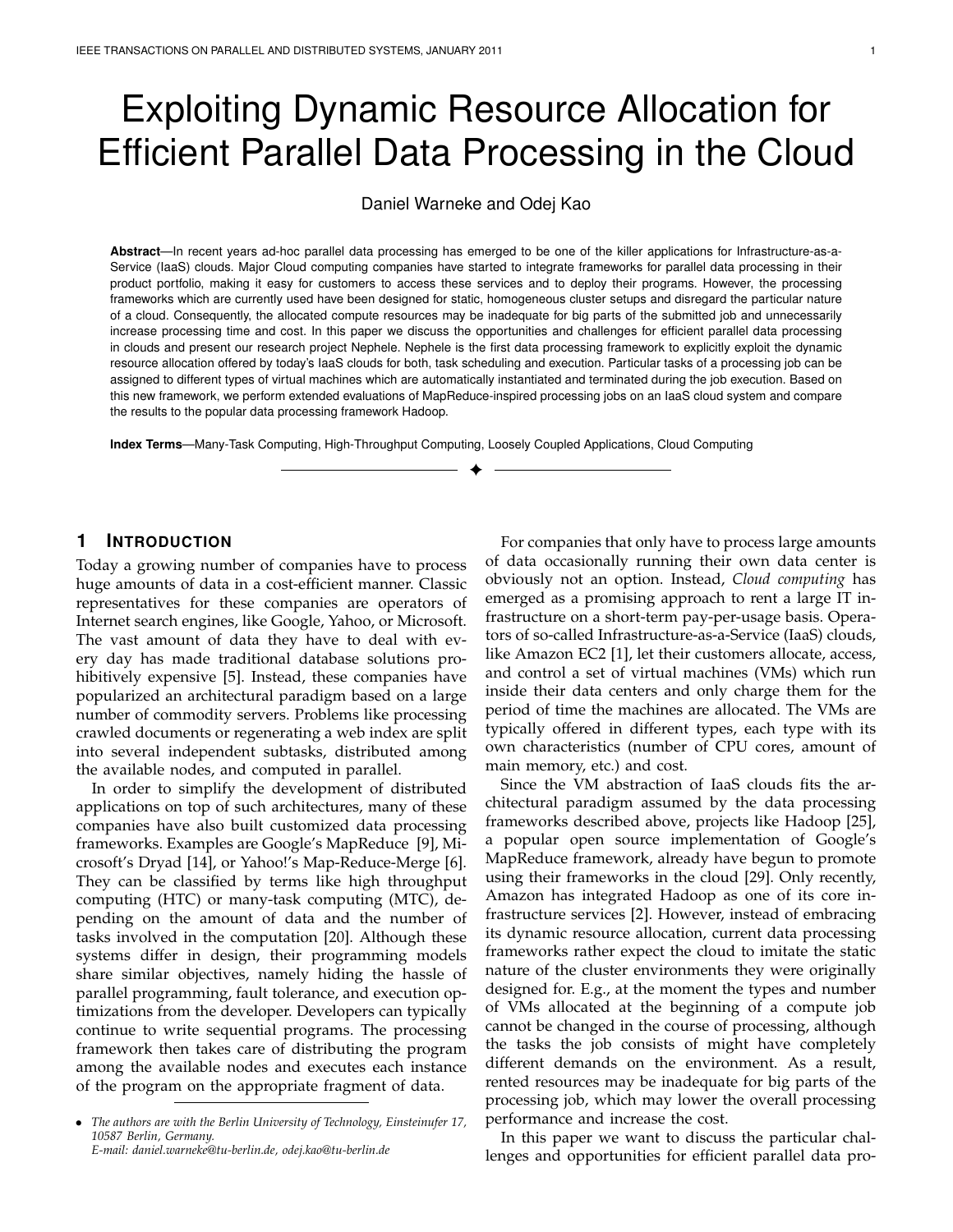# Exploiting Dynamic Resource Allocation for Efficient Parallel Data Processing in the Cloud

Daniel Warneke and Odej Kao

**Abstract**—In recent years ad-hoc parallel data processing has emerged to be one of the killer applications for Infrastructure-as-a-Service (IaaS) clouds. Major Cloud computing companies have started to integrate frameworks for parallel data processing in their product portfolio, making it easy for customers to access these services and to deploy their programs. However, the processing frameworks which are currently used have been designed for static, homogeneous cluster setups and disregard the particular nature of a cloud. Consequently, the allocated compute resources may be inadequate for big parts of the submitted job and unnecessarily increase processing time and cost. In this paper we discuss the opportunities and challenges for efficient parallel data processing in clouds and present our research project Nephele. Nephele is the first data processing framework to explicitly exploit the dynamic resource allocation offered by today's IaaS clouds for both, task scheduling and execution. Particular tasks of a processing job can be assigned to different types of virtual machines which are automatically instantiated and terminated during the job execution. Based on this new framework, we perform extended evaluations of MapReduce-inspired processing jobs on an IaaS cloud system and compare the results to the popular data processing framework Hadoop.

**Index Terms**—Many-Task Computing, High-Throughput Computing, Loosely Coupled Applications, Cloud Computing

## 1 Introduction

Today a growing number of companies have to process huge amounts of data in a cost-efficient manner. Classic representatives for these companies are operators of Internet search engines, like Google, Yahoo, or Microsoft. The vast amount of data they have to deal with every day has made traditional database solutions prohibitively expensive [5]. Instead, these companies have popularized an architectural paradigm based on a large number of commodity servers. Problems like processing crawled documents or regenerating a web index are split into several independent subtasks, distributed among the available nodes, and computed in parallel.

In order to simplify the development of distributed applications on top of such architectures, many of these companies have also built customized data processing frameworks. Examples are Google's MapReduce [9], Microsoft's Dryad [14], or Yahoo!'s Map-Reduce-Merge [6]. They can be classified by terms like high throughput computing (HTC) or many-task computing (MTC), depending on the amount of data and the number of tasks involved in the computation [20]. Although these systems differ in design, their programming models share similar objectives, namely hiding the hassle of parallel programming, fault tolerance, and execution optimizations from the developer. Developers can typically continue to write sequential programs. The processing framework then takes care of distributing the program among the available nodes and executes each instance of the program on the appropriate fragment of data.

For companies that only have to process large amounts of data occasionally running their own data center is obviously not an option. Instead, *Cloud computing* has emerged as a promising approach to rent a large IT infrastructure on a short-term pay-per-usage basis. Operators of so-called Infrastructure-as-a-Service (IaaS) clouds, like Amazon EC2 [1], let their customers allocate, access, and control a set of virtual machines (VMs) which run inside their data centers and only charge them for the period of time the machines are allocated. The VMs are typically offered in different types, each type with its own characteristics (number of CPU cores, amount of main memory, etc.) and cost.

Since the VM abstraction of IaaS clouds fits the architectural paradigm assumed by the data processing frameworks described above, projects like Hadoop [25], a popular open source implementation of Google's MapReduce framework, already have begun to promote using their frameworks in the cloud [29]. Only recently, Amazon has integrated Hadoop as one of its core infrastructure services [2]. However, instead of embracing its dynamic resource allocation, current data processing frameworks rather expect the cloud to imitate the static nature of the cluster environments they were originally designed for. E.g., at the moment the types and number of VMs allocated at the beginning of a compute job cannot be changed in the course of processing, although the tasks the job consists of might have completely different demands on the environment. As a result, rented resources may be inadequate for big parts of the processing job, which may lower the overall processing performance and increase the cost.

In this paper we want to discuss the particular challenges and opportunities for efficient parallel data pro-

- *The authors are with the Berlin University of Technology, Einsteinufer 17, 10587 Berlin, Germany.*
  *E-mail: daniel.warneke@tu-berlin.de, odej.kao@tu-berlin.de*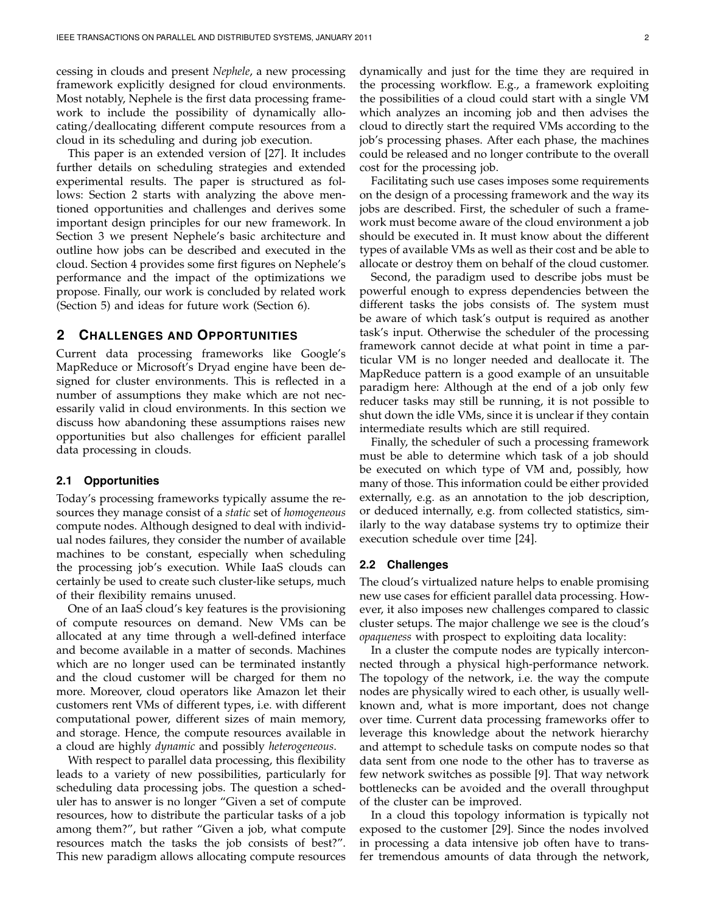cessing in clouds and present *Nephele*, a new processing framework explicitly designed for cloud environments. Most notably, Nephele is the first data processing framework to include the possibility of dynamically allocating/deallocating different compute resources from a cloud in its scheduling and during job execution.

This paper is an extended version of [27]. It includes further details on scheduling strategies and extended experimental results. The paper is structured as follows: Section 2 starts with analyzing the above mentioned opportunities and challenges and derives some important design principles for our new framework. In Section 3 we present Nephele's basic architecture and outline how jobs can be described and executed in the cloud. Section 4 provides some first figures on Nephele's performance and the impact of the optimizations we propose. Finally, our work is concluded by related work (Section 5) and ideas for future work (Section 6).

## 2 Challenges and Opportunities

Current data processing frameworks like Google's MapReduce or Microsoft's Dryad engine have been designed for cluster environments. This is reflected in a number of assumptions they make which are not necessarily valid in cloud environments. In this section we discuss how abandoning these assumptions raises new opportunities but also challenges for efficient parallel data processing in clouds.

### 2.1 Opportunities

Today's processing frameworks typically assume the resources they manage consist of a *static* set of *homogeneous* compute nodes. Although designed to deal with individual nodes failures, they consider the number of available machines to be constant, especially when scheduling the processing job's execution. While IaaS clouds can certainly be used to create such cluster-like setups, much of their flexibility remains unused.

One of an IaaS cloud's key features is the provisioning of compute resources on demand. New VMs can be allocated at any time through a well-defined interface and become available in a matter of seconds. Machines which are no longer used can be terminated instantly and the cloud customer will be charged for them no more. Moreover, cloud operators like Amazon let their customers rent VMs of different types, i.e. with different computational power, different sizes of main memory, and storage. Hence, the compute resources available in a cloud are highly *dynamic* and possibly *heterogeneous*.

With respect to parallel data processing, this flexibility leads to a variety of new possibilities, particularly for scheduling data processing jobs. The question a scheduler has to answer is no longer "Given a set of compute resources, how to distribute the particular tasks of a job among them?", but rather "Given a job, what compute resources match the tasks the job consists of best?". This new paradigm allows allocating compute resources dynamically and just for the time they are required in the processing workflow. E.g., a framework exploiting the possibilities of a cloud could start with a single VM which analyzes an incoming job and then advises the cloud to directly start the required VMs according to the job's processing phases. After each phase, the machines could be released and no longer contribute to the overall cost for the processing job.

Facilitating such use cases imposes some requirements on the design of a processing framework and the way its jobs are described. First, the scheduler of such a framework must become aware of the cloud environment a job should be executed in. It must know about the different types of available VMs as well as their cost and be able to allocate or destroy them on behalf of the cloud customer.

Second, the paradigm used to describe jobs must be powerful enough to express dependencies between the different tasks the jobs consists of. The system must be aware of which task's output is required as another task's input. Otherwise the scheduler of the processing framework cannot decide at what point in time a particular VM is no longer needed and deallocate it. The MapReduce pattern is a good example of an unsuitable paradigm here: Although at the end of a job only few reducer tasks may still be running, it is not possible to shut down the idle VMs, since it is unclear if they contain intermediate results which are still required.

Finally, the scheduler of such a processing framework must be able to determine which task of a job should be executed on which type of VM and, possibly, how many of those. This information could be either provided externally, e.g. as an annotation to the job description, or deduced internally, e.g. from collected statistics, similarly to the way database systems try to optimize their execution schedule over time [24].

### 2.2 Challenges

The cloud's virtualized nature helps to enable promising new use cases for efficient parallel data processing. However, it also imposes new challenges compared to classic cluster setups. The major challenge we see is the cloud's *opaqueness* with prospect to exploiting data locality:

In a cluster the compute nodes are typically interconnected through a physical high-performance network. The topology of the network, i.e. the way the compute nodes are physically wired to each other, is usually well-known and, what is more important, does not change over time. Current data processing frameworks offer to leverage this knowledge about the network hierarchy and attempt to schedule tasks on compute nodes so that data sent from one node to the other has to traverse as few network switches as possible [9]. That way network bottlenecks can be avoided and the overall throughput of the cluster can be improved.

In a cloud this topology information is typically not exposed to the customer [29]. Since the nodes involved in processing a data intensive job often have to transfer tremendous amounts of data through the network,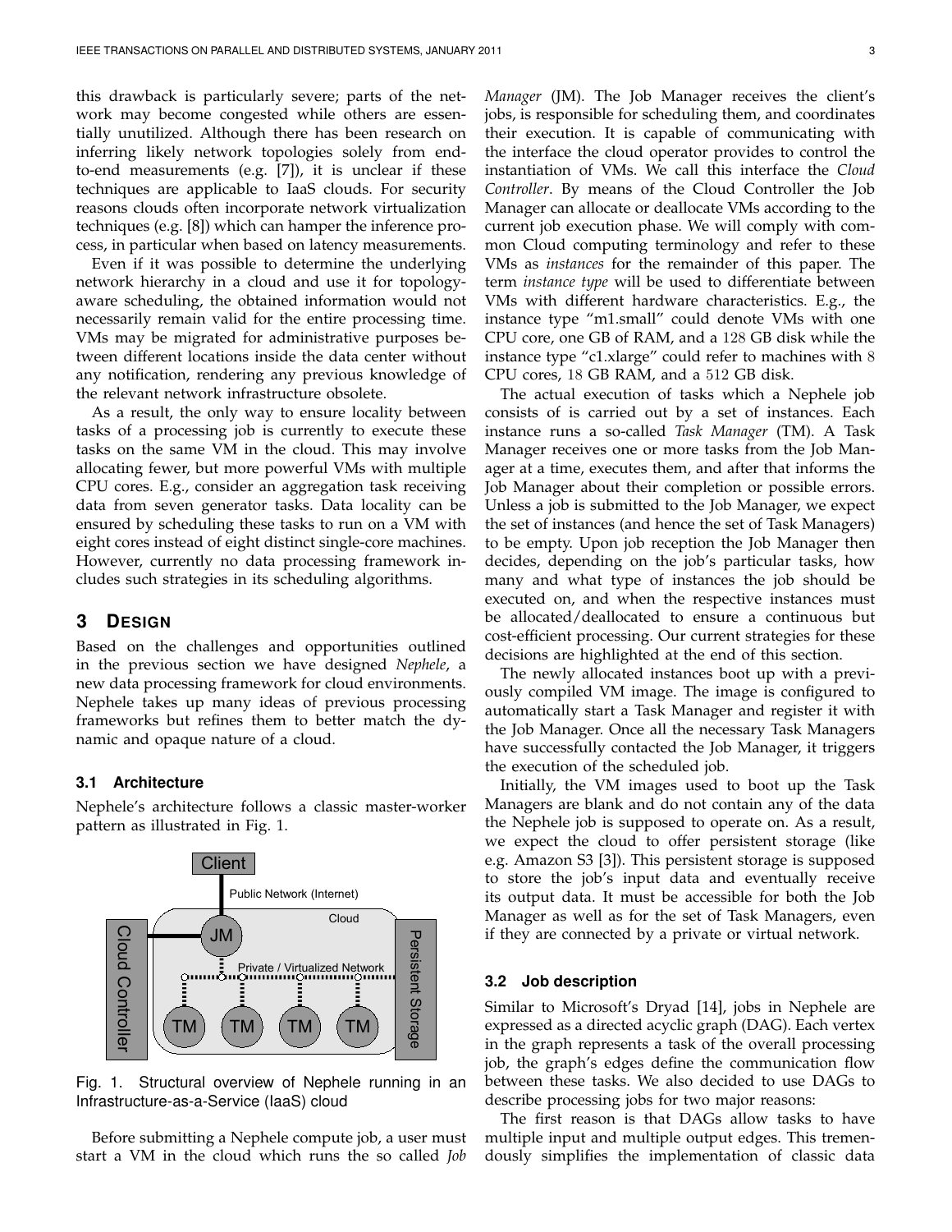this drawback is particularly severe; parts of the network may become congested while others are essentially unutilized. Although there has been research on inferring likely network topologies solely from end-to-end measurements (e.g. [7]), it is unclear if these techniques are applicable to IaaS clouds. For security reasons clouds often incorporate network virtualization techniques (e.g. [8]) which can hamper the inference process, in particular when based on latency measurements.

Even if it was possible to determine the underlying network hierarchy in a cloud and use it for topology-aware scheduling, the obtained information would not necessarily remain valid for the entire processing time. VMs may be migrated for administrative purposes between different locations inside the data center without any notification, rendering any previous knowledge of the relevant network infrastructure obsolete.

As a result, the only way to ensure locality between tasks of a processing job is currently to execute these tasks on the same VM in the cloud. This may involve allocating fewer, but more powerful VMs with multiple CPU cores. E.g., consider an aggregation task receiving data from seven generator tasks. Data locality can be ensured by scheduling these tasks to run on a VM with eight cores instead of eight distinct single-core machines. However, currently no data processing framework includes such strategies in its scheduling algorithms.

# 3 Design

Based on the challenges and opportunities outlined in the previous section we have designed *Nephele*, a new data processing framework for cloud environments. Nephele takes up many ideas of previous processing frameworks but refines them to better match the dynamic and opaque nature of a cloud.

## 3.1 Architecture

Nephele's architecture follows a classic master-worker pattern as illustrated in Fig. 1.

Client

Public Network (Internet)

Cloud

JM

Cloud Controller

Private / Virtualized Network

TM TM TM TM

Persistent Storage

Fig. 1. Structural overview of Nephele running in an Infrastructure-as-a-Service (IaaS) cloud

Before submitting a Nephele compute job, a user must start a VM in the cloud which runs the so called *Job Manager* (JM). The Job Manager receives the client's jobs, is responsible for scheduling them, and coordinates their execution. It is capable of communicating with the interface the cloud operator provides to control the instantiation of VMs. We call this interface the *Cloud Controller*. By means of the Cloud Controller the Job Manager can allocate or deallocate VMs according to the current job execution phase. We will comply with common Cloud computing terminology and refer to these VMs as *instances* for the remainder of this paper. The term *instance type* will be used to differentiate between VMs with different hardware characteristics. E.g., the instance type "m1.small" could denote VMs with one CPU core, one GB of RAM, and a 128 GB disk while the instance type "c1.xlarge" could refer to machines with 8 CPU cores, 18 GB RAM, and a 512 GB disk.

The actual execution of tasks which a Nephele job consists of is carried out by a set of instances. Each instance runs a so-called *Task Manager* (TM). A Task Manager receives one or more tasks from the Job Manager at a time, executes them, and after that informs the Job Manager about their completion or possible errors. Unless a job is submitted to the Job Manager, we expect the set of instances (and hence the set of Task Managers) to be empty. Upon job reception the Job Manager then decides, depending on the job's particular tasks, how many and what type of instances the job should be executed on, and when the respective instances must be allocated/deallocated to ensure a continuous but cost-efficient processing. Our current strategies for these decisions are highlighted at the end of this section.

The newly allocated instances boot up with a previously compiled VM image. The image is configured to automatically start a Task Manager and register it with the Job Manager. Once all the necessary Task Managers have successfully contacted the Job Manager, it triggers the execution of the scheduled job.

Initially, the VM images used to boot up the Task Managers are blank and do not contain any of the data the Nephele job is supposed to operate on. As a result, we expect the cloud to offer persistent storage (like e.g. Amazon S3 [3]). This persistent storage is supposed to store the job's input data and eventually receive its output data. It must be accessible for both the Job Manager as well as for the set of Task Managers, even if they are connected by a private or virtual network.

## 3.2 Job description

Similar to Microsoft's Dryad [14], jobs in Nephele are expressed as a directed acyclic graph (DAG). Each vertex in the graph represents a task of the overall processing job, the graph's edges define the communication flow between these tasks. We also decided to use DAGs to describe processing jobs for two major reasons:

The first reason is that DAGs allow tasks to have multiple input and multiple output edges. This tremendously simplifies the implementation of classic data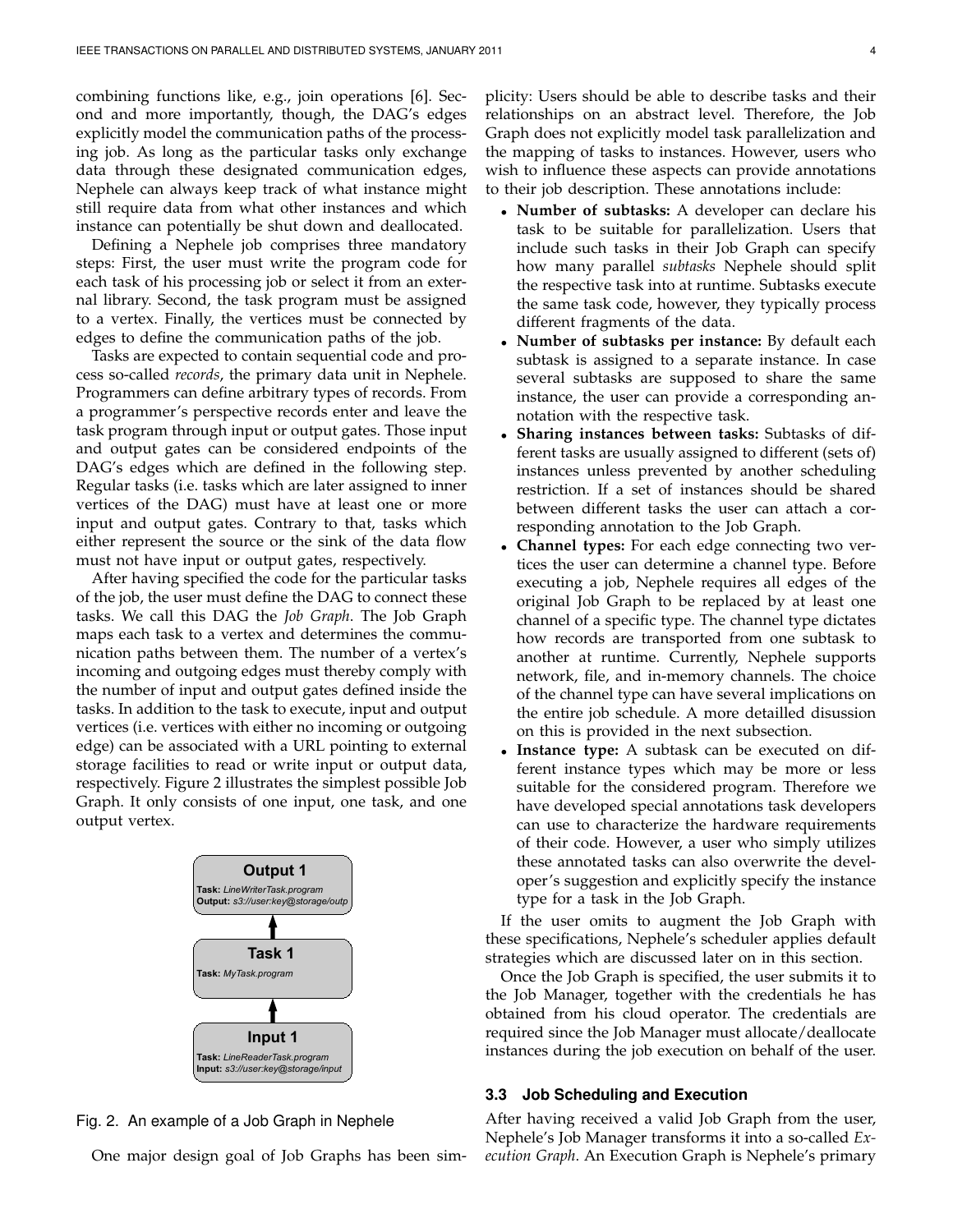combining functions like, e.g., join operations [6]. Second and more importantly, though, the DAG's edges explicitly model the communication paths of the processing job. As long as the particular tasks only exchange data through these designated communication edges, Nephele can always keep track of what instance might still require data from what other instances and which instance can potentially be shut down and deallocated.

Defining a Nephele job comprises three mandatory steps: First, the user must write the program code for each task of his processing job or select it from an external library. Second, the task program must be assigned to a vertex. Finally, the vertices must be connected by edges to define the communication paths of the job.

Tasks are expected to contain sequential code and process so-called *records*, the primary data unit in Nephele. Programmers can define arbitrary types of records. From a programmer's perspective records enter and leave the task program through input or output gates. Those input and output gates can be considered endpoints of the DAG's edges which are defined in the following step. Regular tasks (i.e. tasks which are later assigned to inner vertices of the DAG) must have at least one or more input and output gates. Contrary to that, tasks which either represent the source or the sink of the data flow must not have input or output gates, respectively.

After having specified the code for the particular tasks of the job, the user must define the DAG to connect these tasks. We call this DAG the *Job Graph*. The Job Graph maps each task to a vertex and determines the communication paths between them. The number of a vertex's incoming and outgoing edges must thereby comply with the number of input and output gates defined inside the tasks. In addition to the task to execute, input and output vertices (i.e. vertices with either no incoming or outgoing edge) can be associated with a URL pointing to external storage facilities to read or write input or output data, respectively. Figure 2 illustrates the simplest possible Job Graph. It only consists of one input, one task, and one output vertex.

Output 1
Task: LineWriterTask.program
Output: s3://user:key@storage/outp

Task 1
Task: MyTask.program

Input 1
Task: LineReaderTask.program
Input: s3://user:key@storage/input

Fig. 2. An example of a Job Graph in Nephele

One major design goal of Job Graphs has been simplicity: Users should be able to describe tasks and their relationships on an abstract level. Therefore, the Job Graph does not explicitly model task parallelization and the mapping of tasks to instances. However, users who wish to influence these aspects can provide annotations to their job description. These annotations include:

- **Number of subtasks:** A developer can declare his task to be suitable for parallelization. Users that include such tasks in their Job Graph can specify how many parallel *subtasks* Nephele should split the respective task into at runtime. Subtasks execute the same task code, however, they typically process different fragments of the data.
- **Number of subtasks per instance:** By default each subtask is assigned to a separate instance. In case several subtasks are supposed to share the same instance, the user can provide a corresponding annotation with the respective task.
- **Sharing instances between tasks:** Subtasks of different tasks are usually assigned to different (sets of) instances unless prevented by another scheduling restriction. If a set of instances should be shared between different tasks the user can attach a corresponding annotation to the Job Graph.
- **Channel types:** For each edge connecting two vertices the user can determine a channel type. Before executing a job, Nephele requires all edges of the original Job Graph to be replaced by at least one channel of a specific type. The channel type dictates how records are transported from one subtask to another at runtime. Currently, Nephele supports network, file, and in-memory channels. The choice of the channel type can have several implications on the entire job schedule. A more detailled disussion on this is provided in the next subsection.
- **Instance type:** A subtask can be executed on different instance types which may be more or less suitable for the considered program. Therefore we have developed special annotations task developers can use to characterize the hardware requirements of their code. However, a user who simply utilizes these annotated tasks can also overwrite the developer's suggestion and explicitly specify the instance type for a task in the Job Graph.

If the user omits to augment the Job Graph with these specifications, Nephele's scheduler applies default strategies which are discussed later on in this section.

Once the Job Graph is specified, the user submits it to the Job Manager, together with the credentials he has obtained from his cloud operator. The credentials are required since the Job Manager must allocate/deallocate instances during the job execution on behalf of the user.

### 3.3 Job Scheduling and Execution

After having received a valid Job Graph from the user, Nephele's Job Manager transforms it into a so-called *Execution Graph*. An Execution Graph is Nephele's primary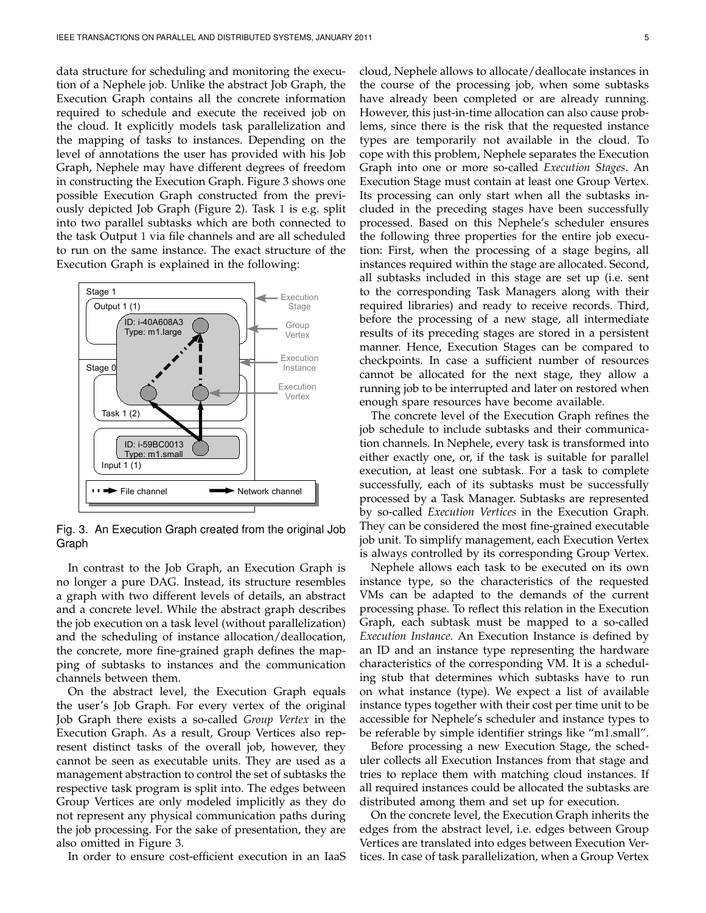data structure for scheduling and monitoring the execution of a Nephele job. Unlike the abstract Job Graph, the Execution Graph contains all the concrete information required to schedule and execute the received job on the cloud. It explicitly models task parallelization and the mapping of tasks to instances. Depending on the level of annotations the user has provided with his Job Graph, Nephele may have different degrees of freedom in constructing the Execution Graph. Figure 3 shows one possible Execution Graph constructed from the previously depicted Job Graph (Figure 2). Task 1 is e.g. split into two parallel subtasks which are both connected to the task Output 1 via file channels and are all scheduled to run on the same instance. The exact structure of the Execution Graph is explained in the following:

Fig. 3. An Execution Graph created from the original Job Graph

In contrast to the Job Graph, an Execution Graph is no longer a pure DAG. Instead, its structure resembles a graph with two different levels of details, an abstract and a concrete level. While the abstract graph describes the job execution on a task level (without parallelization) and the scheduling of instance allocation/deallocation, the concrete, more fine-grained graph defines the mapping of subtasks to instances and the communication channels between them.

On the abstract level, the Execution Graph equals the user's Job Graph. For every vertex of the original Job Graph there exists a so-called *Group Vertex* in the Execution Graph. As a result, Group Vertices also represent distinct tasks of the overall job, however, they cannot be seen as executable units. They are used as a management abstraction to control the set of subtasks the respective task program is split into. The edges between Group Vertices are only modeled implicitly as they do not represent any physical communication paths during the job processing. For the sake of presentation, they are also omitted in Figure 3.

In order to ensure cost-efficient execution in an IaaS cloud, Nephele allows to allocate/deallocate instances in the course of the processing job, when some subtasks have already been completed or are already running. However, this just-in-time allocation can also cause problems, since there is the risk that the requested instance types are temporarily not available in the cloud. To cope with this problem, Nephele separates the Execution Graph into one or more so-called *Execution Stages*. An Execution Stage must contain at least one Group Vertex. Its processing can only start when all the subtasks included in the preceding stages have been successfully processed. Based on this Nephele's scheduler ensures the following three properties for the entire job execution: First, when the processing of a stage begins, all instances required within the stage are allocated. Second, all subtasks included in this stage are set up (i.e. sent to the corresponding Task Managers along with their required libraries) and ready to receive records. Third, before the processing of a new stage, all intermediate results of its preceding stages are stored in a persistent manner. Hence, Execution Stages can be compared to checkpoints. In case a sufficient number of resources cannot be allocated for the next stage, they allow a running job to be interrupted and later on restored when enough spare resources have become available.

The concrete level of the Execution Graph refines the job schedule to include subtasks and their communication channels. In Nephele, every task is transformed into either exactly one, or, if the task is suitable for parallel execution, at least one subtask. For a task to complete successfully, each of its subtasks must be successfully processed by a Task Manager. Subtasks are represented by so-called *Execution Vertices* in the Execution Graph. They can be considered the most fine-grained executable job unit. To simplify management, each Execution Vertex is always controlled by its corresponding Group Vertex.

Nephele allows each task to be executed on its own instance type, so the characteristics of the requested VMs can be adapted to the demands of the current processing phase. To reflect this relation in the Execution Graph, each subtask must be mapped to a so-called *Execution Instance*. An Execution Instance is defined by an ID and an instance type representing the hardware characteristics of the corresponding VM. It is a scheduling stub that determines which subtasks have to run on what instance (type). We expect a list of available instance types together with their cost per time unit to be accessible for Nephele's scheduler and instance types to be referable by simple identifier strings like "m1.small".

Before processing a new Execution Stage, the scheduler collects all Execution Instances from that stage and tries to replace them with matching cloud instances. If all required instances could be allocated the subtasks are distributed among them and set up for execution.

On the concrete level, the Execution Graph inherits the edges from the abstract level, i.e. edges between Group Vertices are translated into edges between Execution Vertices. In case of task parallelization, when a Group Vertex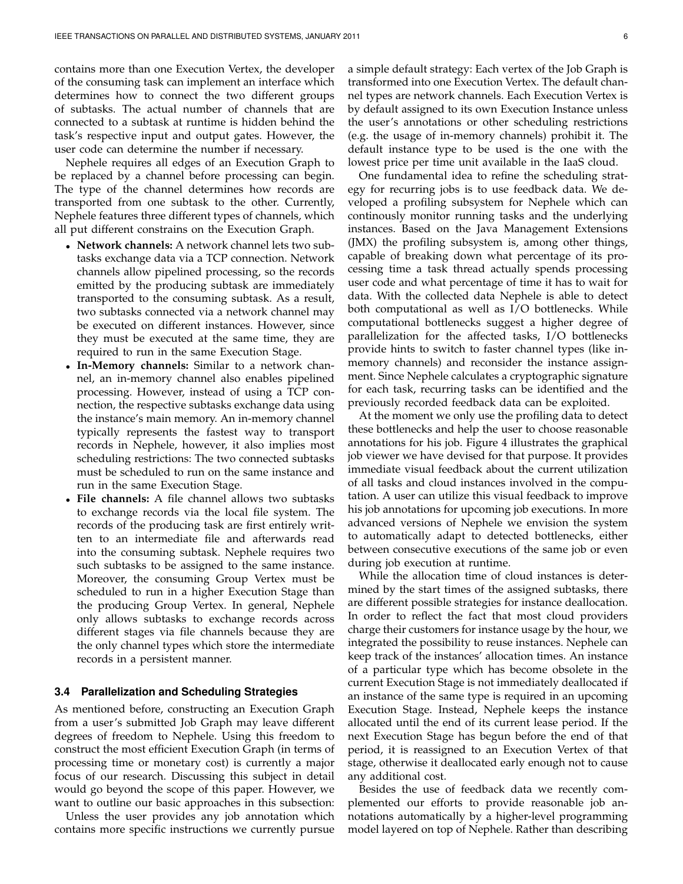contains more than one Execution Vertex, the developer of the consuming task can implement an interface which determines how to connect the two different groups of subtasks. The actual number of channels that are connected to a subtask at runtime is hidden behind the task's respective input and output gates. However, the user code can determine the number if necessary.

Nephele requires all edges of an Execution Graph to be replaced by a channel before processing can begin. The type of the channel determines how records are transported from one subtask to the other. Currently, Nephele features three different types of channels, which all put different constrains on the Execution Graph.

- **Network channels:** A network channel lets two subtasks exchange data via a TCP connection. Network channels allow pipelined processing, so the records emitted by the producing subtask are immediately transported to the consuming subtask. As a result, two subtasks connected via a network channel may be executed on different instances. However, since they must be executed at the same time, they are required to run in the same Execution Stage.
- **In-Memory channels:** Similar to a network channel, an in-memory channel also enables pipelined processing. However, instead of using a TCP connection, the respective subtasks exchange data using the instance's main memory. An in-memory channel typically represents the fastest way to transport records in Nephele, however, it also implies most scheduling restrictions: The two connected subtasks must be scheduled to run on the same instance and run in the same Execution Stage.
- **File channels:** A file channel allows two subtasks to exchange records via the local file system. The records of the producing task are first entirely written to an intermediate file and afterwards read into the consuming subtask. Nephele requires two such subtasks to be assigned to the same instance. Moreover, the consuming Group Vertex must be scheduled to run in a higher Execution Stage than the producing Group Vertex. In general, Nephele only allows subtasks to exchange records across different stages via file channels because they are the only channel types which store the intermediate records in a persistent manner.

### 3.4 Parallelization and Scheduling Strategies

As mentioned before, constructing an Execution Graph from a user's submitted Job Graph may leave different degrees of freedom to Nephele. Using this freedom to construct the most efficient Execution Graph (in terms of processing time or monetary cost) is currently a major focus of our research. Discussing this subject in detail would go beyond the scope of this paper. However, we want to outline our basic approaches in this subsection:

Unless the user provides any job annotation which contains more specific instructions we currently pursue a simple default strategy: Each vertex of the Job Graph is transformed into one Execution Vertex. The default channel types are network channels. Each Execution Vertex is by default assigned to its own Execution Instance unless the user's annotations or other scheduling restrictions (e.g. the usage of in-memory channels) prohibit it. The default instance type to be used is the one with the lowest price per time unit available in the IaaS cloud.

One fundamental idea to refine the scheduling strategy for recurring jobs is to use feedback data. We developed a profiling subsystem for Nephele which can continously monitor running tasks and the underlying instances. Based on the Java Management Extensions (JMX) the profiling subsystem is, among other things, capable of breaking down what percentage of its processing time a task thread actually spends processing user code and what percentage of time it has to wait for data. With the collected data Nephele is able to detect both computational as well as I/O bottlenecks. While computational bottlenecks suggest a higher degree of parallelization for the affected tasks, I/O bottlenecks provide hints to switch to faster channel types (like in-memory channels) and reconsider the instance assignment. Since Nephele calculates a cryptographic signature for each task, recurring tasks can be identified and the previously recorded feedback data can be exploited.

At the moment we only use the profiling data to detect these bottlenecks and help the user to choose reasonable annotations for his job. Figure 4 illustrates the graphical job viewer we have devised for that purpose. It provides immediate visual feedback about the current utilization of all tasks and cloud instances involved in the computation. A user can utilize this visual feedback to improve his job annotations for upcoming job executions. In more advanced versions of Nephele we envision the system to automatically adapt to detected bottlenecks, either between consecutive executions of the same job or even during job execution at runtime.

While the allocation time of cloud instances is determined by the start times of the assigned subtasks, there are different possible strategies for instance deallocation. In order to reflect the fact that most cloud providers charge their customers for instance usage by the hour, we integrated the possibility to reuse instances. Nephele can keep track of the instances' allocation times. An instance of a particular type which has become obsolete in the current Execution Stage is not immediately deallocated if an instance of the same type is required in an upcoming Execution Stage. Instead, Nephele keeps the instance allocated until the end of its current lease period. If the next Execution Stage has begun before the end of that period, it is reassigned to an Execution Vertex of that stage, otherwise it deallocated early enough not to cause any additional cost.

Besides the use of feedback data we recently complemented our efforts to provide reasonable job annotations automatically by a higher-level programming model layered on top of Nephele. Rather than describing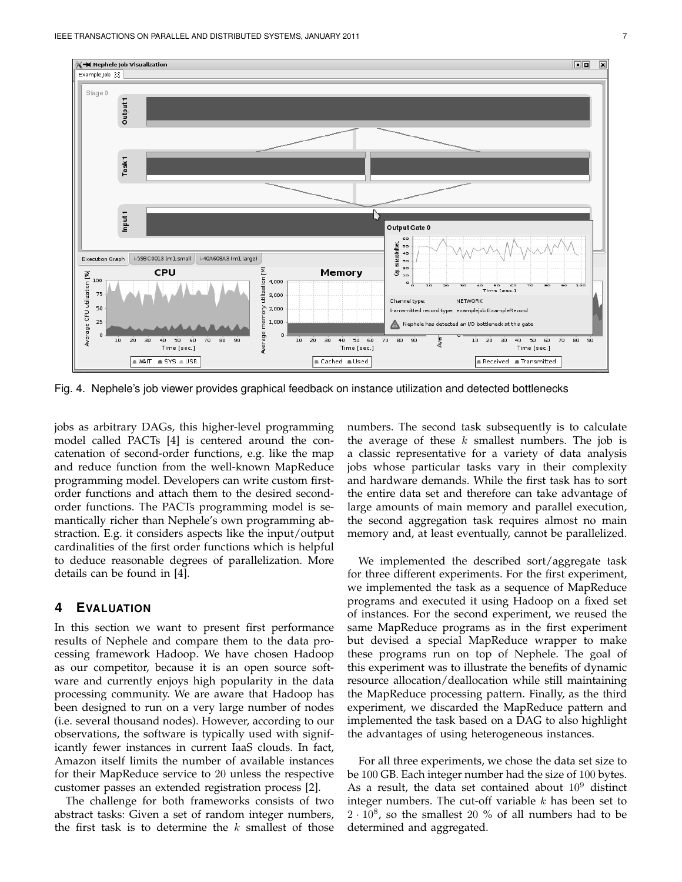Fig. 4. Nephele's job viewer provides graphical feedback on instance utilization and detected bottlenecks

jobs as arbitrary DAGs, this higher-level programming model called PACTs [4] is centered around the concatenation of second-order functions, e.g. like the map and reduce function from the well-known MapReduce programming model. Developers can write custom first-order functions and attach them to the desired second-order functions. The PACTs programming model is semantically richer than Nephele's own programming abstraction. E.g. it considers aspects like the input/output cardinalities of the first order functions which is helpful to deduce reasonable degrees of parallelization. More details can be found in [4].

## 4 Evaluation

In this section we want to present first performance results of Nephele and compare them to the data processing framework Hadoop. We have chosen Hadoop as our competitor, because it is an open source software and currently enjoys high popularity in the data processing community. We are aware that Hadoop has been designed to run on a very large number of nodes (i.e. several thousand nodes). However, according to our observations, the software is typically used with significantly fewer instances in current IaaS clouds. In fact, Amazon itself limits the number of available instances for their MapReduce service to 20 unless the respective customer passes an extended registration process [2].

The challenge for both frameworks consists of two abstract tasks: Given a set of random integer numbers, the first task is to determine the $k$ smallest of those numbers. The second task subsequently is to calculate the average of these $k$ smallest numbers. The job is a classic representative for a variety of data analysis jobs whose particular tasks vary in their complexity and hardware demands. While the first task has to sort the entire data set and therefore can take advantage of large amounts of main memory and parallel execution, the second aggregation task requires almost no main memory and, at least eventually, cannot be parallelized.

We implemented the described sort/aggregate task for three different experiments. For the first experiment, we implemented the task as a sequence of MapReduce programs and executed it using Hadoop on a fixed set of instances. For the second experiment, we reused the same MapReduce programs as in the first experiment but devised a special MapReduce wrapper to make these programs run on top of Nephele. The goal of this experiment was to illustrate the benefits of dynamic resource allocation/deallocation while still maintaining the MapReduce processing pattern. Finally, as the third experiment, we discarded the MapReduce pattern and implemented the task based on a DAG to also highlight the advantages of using heterogeneous instances.

For all three experiments, we chose the data set size to be 100 GB. Each integer number had the size of 100 bytes. As a result, the data set contained about $10^9$ distinct integer numbers. The cut-off variable $k$ has been set to $2 \cdot 10^8$, so the smallest 20 % of all numbers had to be determined and aggregated.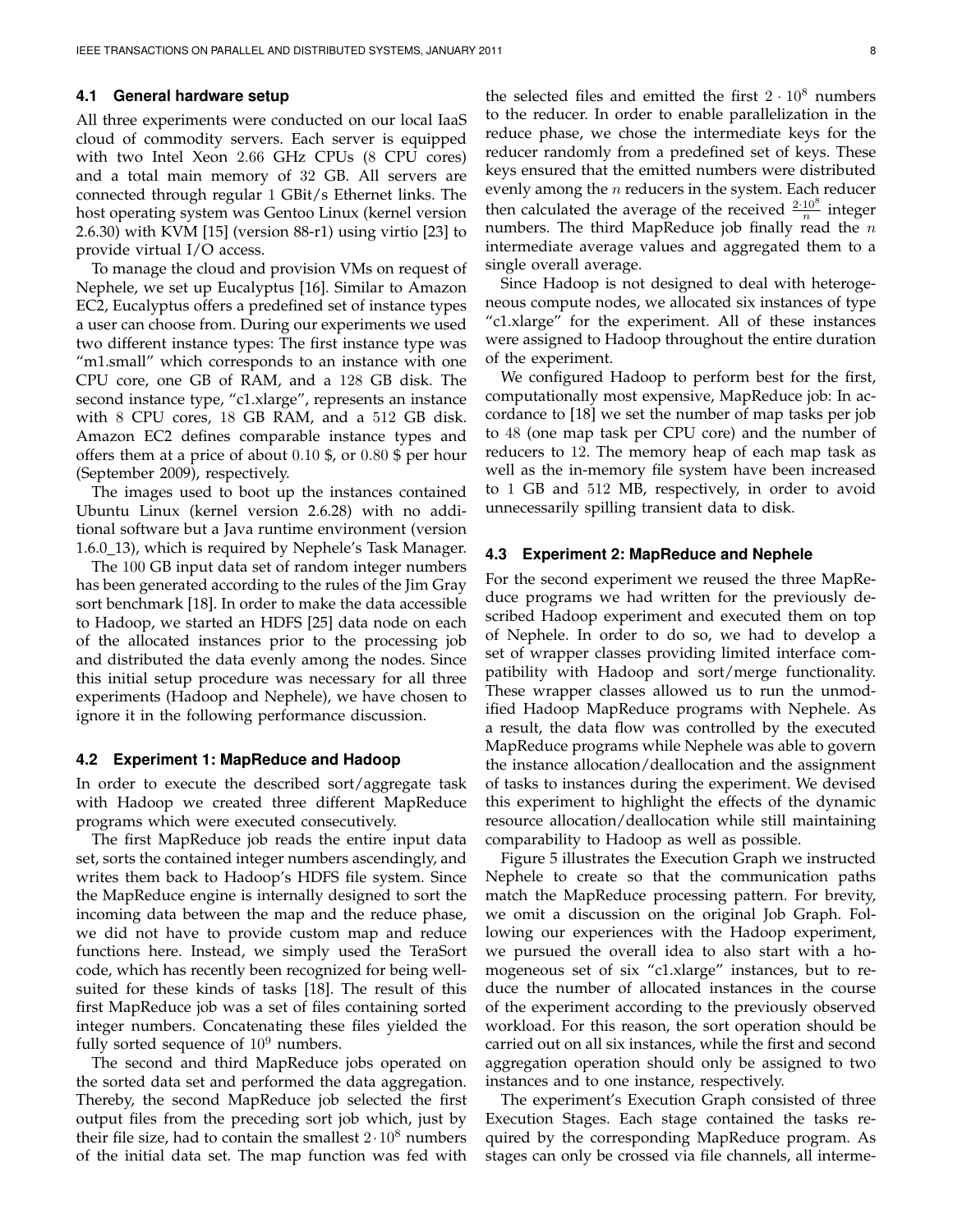### 4.1 General hardware setup

All three experiments were conducted on our local IaaS cloud of commodity servers. Each server is equipped with two Intel Xeon $2.66$ GHz CPUs ($8$ CPU cores) and a total main memory of $32$ GB. All servers are connected through regular $1$ GBit/s Ethernet links. The host operating system was Gentoo Linux (kernel version 2.6.30) with KVM [15] (version 88-r1) using virtio [23] to provide virtual I/O access.

To manage the cloud and provision VMs on request of Nephele, we set up Eucalyptus [16]. Similar to Amazon EC2, Eucalyptus offers a predefined set of instance types a user can choose from. During our experiments we used two different instance types: The first instance type was "m1.small" which corresponds to an instance with one CPU core, one GB of RAM, and a $128$ GB disk. The second instance type, "c1.xlarge", represents an instance with $8$ CPU cores, $18$ GB RAM, and a $512$ GB disk. Amazon EC2 defines comparable instance types and offers them at a price of about $0.10$ \$, or $0.80$ \$ per hour (September 2009), respectively.

The images used to boot up the instances contained Ubuntu Linux (kernel version 2.6.28) with no additional software but a Java runtime environment (version 1.6.0_13), which is required by Nephele's Task Manager.

The $100$ GB input data set of random integer numbers has been generated according to the rules of the Jim Gray sort benchmark [18]. In order to make the data accessible to Hadoop, we started an HDFS [25] data node on each of the allocated instances prior to the processing job and distributed the data evenly among the nodes. Since this initial setup procedure was necessary for all three experiments (Hadoop and Nephele), we have chosen to ignore it in the following performance discussion.

### 4.2 Experiment 1: MapReduce and Hadoop

In order to execute the described sort/aggregate task with Hadoop we created three different MapReduce programs which were executed consecutively.

The first MapReduce job reads the entire input data set, sorts the contained integer numbers ascendingly, and writes them back to Hadoop's HDFS file system. Since the MapReduce engine is internally designed to sort the incoming data between the map and the reduce phase, we did not have to provide custom map and reduce functions here. Instead, we simply used the TeraSort code, which has recently been recognized for being well-suited for these kinds of tasks [18]. The result of this first MapReduce job was a set of files containing sorted integer numbers. Concatenating these files yielded the fully sorted sequence of $10^9$ numbers.

The second and third MapReduce jobs operated on the sorted data set and performed the data aggregation. Thereby, the second MapReduce job selected the first output files from the preceding sort job which, just by their file size, had to contain the smallest $2 \cdot 10^8$ numbers of the initial data set. The map function was fed with the selected files and emitted the first $2 \cdot 10^8$ numbers to the reducer. In order to enable parallelization in the reduce phase, we chose the intermediate keys for the reducer randomly from a predefined set of keys. These keys ensured that the emitted numbers were distributed evenly among the $n$ reducers in the system. Each reducer then calculated the average of the received $\frac{2 \cdot 10^8}{n}$ integer numbers. The third MapReduce job finally read the $n$ intermediate average values and aggregated them to a single overall average.

Since Hadoop is not designed to deal with heterogeneous compute nodes, we allocated six instances of type "c1.xlarge" for the experiment. All of these instances were assigned to Hadoop throughout the entire duration of the experiment.

We configured Hadoop to perform best for the first, computationally most expensive, MapReduce job: In accordance to [18] we set the number of map tasks per job to $48$ (one map task per CPU core) and the number of reducers to $12$. The memory heap of each map task as well as the in-memory file system have been increased to $1$ GB and $512$ MB, respectively, in order to avoid unnecessarily spilling transient data to disk.

### 4.3 Experiment 2: MapReduce and Nephele

For the second experiment we reused the three MapReduce programs we had written for the previously described Hadoop experiment and executed them on top of Nephele. In order to do so, we had to develop a set of wrapper classes providing limited interface compatibility with Hadoop and sort/merge functionality. These wrapper classes allowed us to run the unmodified Hadoop MapReduce programs with Nephele. As a result, the data flow was controlled by the executed MapReduce programs while Nephele was able to govern the instance allocation/deallocation and the assignment of tasks to instances during the experiment. We devised this experiment to highlight the effects of the dynamic resource allocation/deallocation while still maintaining comparability to Hadoop as well as possible.

Figure 5 illustrates the Execution Graph we instructed Nephele to create so that the communication paths match the MapReduce processing pattern. For brevity, we omit a discussion on the original Job Graph. Following our experiences with the Hadoop experiment, we pursued the overall idea to also start with a homogeneous set of six "c1.xlarge" instances, but to reduce the number of allocated instances in the course of the experiment according to the previously observed workload. For this reason, the sort operation should be carried out on all six instances, while the first and second aggregation operation should only be assigned to two instances and to one instance, respectively.

The experiment's Execution Graph consisted of three Execution Stages. Each stage contained the tasks required by the corresponding MapReduce program. As stages can only be crossed via file channels, all interme-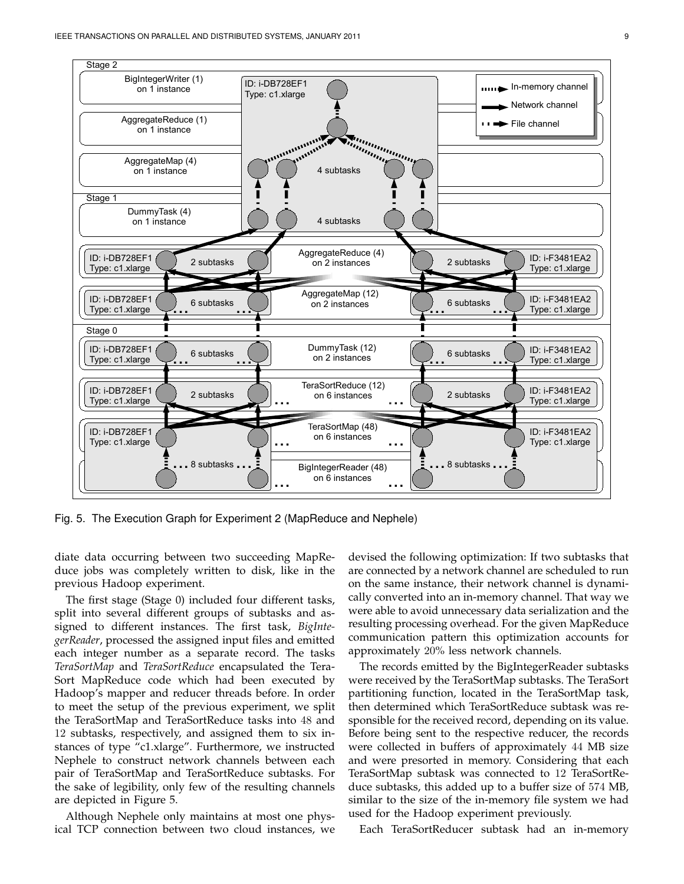Fig. 5. The Execution Graph for Experiment 2 (MapReduce and Nephele)

diate data occurring between two succeeding MapReduce jobs was completely written to disk, like in the previous Hadoop experiment.

The first stage (Stage 0) included four different tasks, split into several different groups of subtasks and assigned to different instances. The first task, *BigIntegerReader*, processed the assigned input files and emitted each integer number as a separate record. The tasks *TeraSortMap* and *TeraSortReduce* encapsulated the TeraSort MapReduce code which had been executed by Hadoop's mapper and reducer threads before. In order to meet the setup of the previous experiment, we split the TeraSortMap and TeraSortReduce tasks into 48 and 12 subtasks, respectively, and assigned them to six instances of type "c1.xlarge". Furthermore, we instructed Nephele to construct network channels between each pair of TeraSortMap and TeraSortReduce subtasks. For the sake of legibility, only few of the resulting channels are depicted in Figure 5.

Although Nephele only maintains at most one physical TCP connection between two cloud instances, we devised the following optimization: If two subtasks that are connected by a network channel are scheduled to run on the same instance, their network channel is dynamically converted into an in-memory channel. That way we were able to avoid unnecessary data serialization and the resulting processing overhead. For the given MapReduce communication pattern this optimization accounts for approximately 20% less network channels.

The records emitted by the BigIntegerReader subtasks were received by the TeraSortMap subtasks. The TeraSort partitioning function, located in the TeraSortMap task, then determined which TeraSortReduce subtask was responsible for the received record, depending on its value. Before being sent to the respective reducer, the records were collected in buffers of approximately 44 MB size and were presorted in memory. Considering that each TeraSortMap subtask was connected to 12 TeraSortReduce subtasks, this added up to a buffer size of 574 MB, similar to the size of the in-memory file system we had used for the Hadoop experiment previously.

Each TeraSortReducer subtask had an in-memory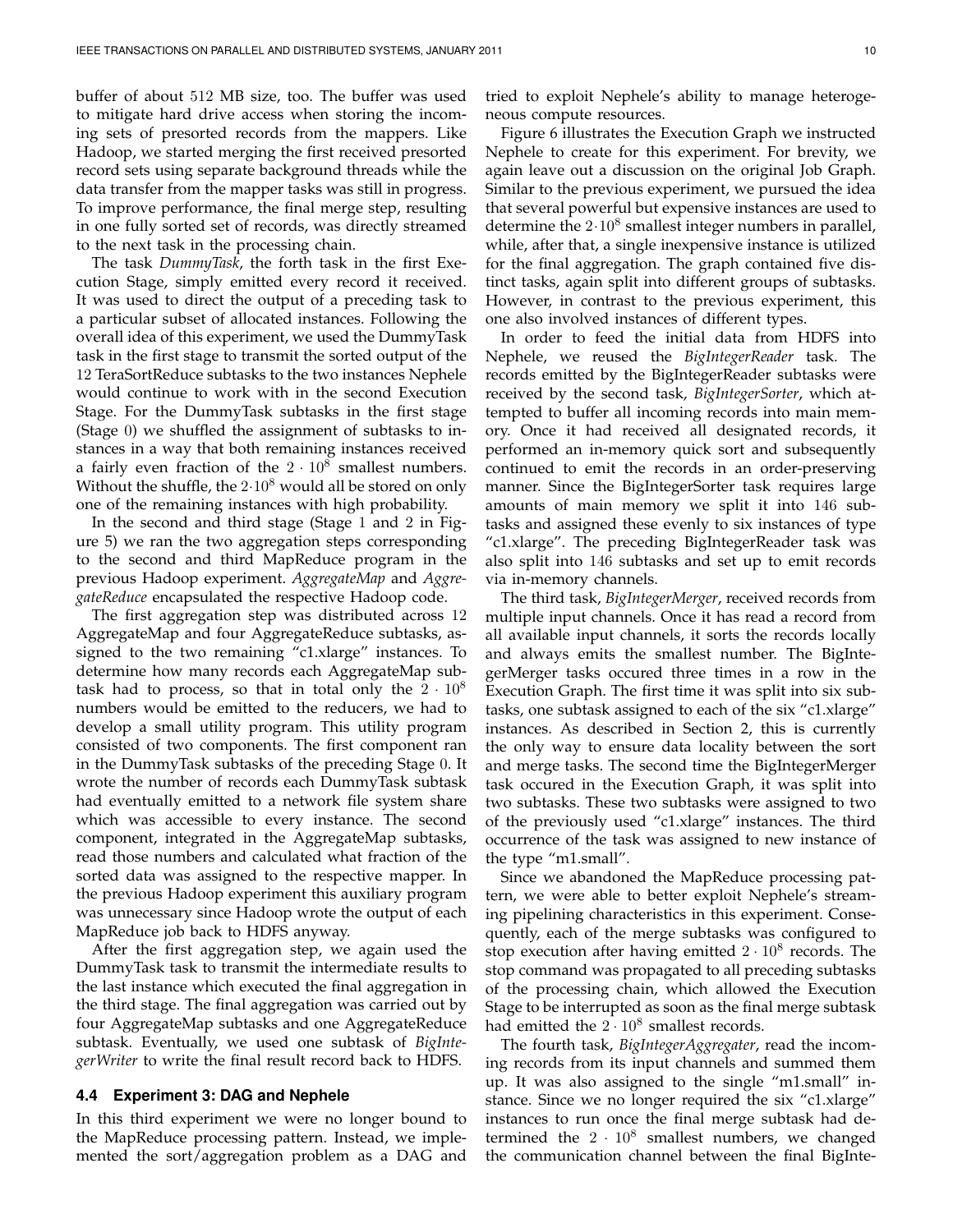buffer of about 512 MB size, too. The buffer was used to mitigate hard drive access when storing the incoming sets of presorted records from the mappers. Like Hadoop, we started merging the first received presorted record sets using separate background threads while the data transfer from the mapper tasks was still in progress. To improve performance, the final merge step, resulting in one fully sorted set of records, was directly streamed to the next task in the processing chain.

The task *DummyTask*, the forth task in the first Execution Stage, simply emitted every record it received. It was used to direct the output of a preceding task to a particular subset of allocated instances. Following the overall idea of this experiment, we used the DummyTask task in the first stage to transmit the sorted output of the 12 TeraSortReduce subtasks to the two instances Nephele would continue to work with in the second Execution Stage. For the DummyTask subtasks in the first stage (Stage 0) we shuffled the assignment of subtasks to instances in a way that both remaining instances received a fairly even fraction of the $2 \cdot 10^8$ smallest numbers. Without the shuffle, the $2 \cdot 10^8$ would all be stored on only one of the remaining instances with high probability.

In the second and third stage (Stage 1 and 2 in Figure 5) we ran the two aggregation steps corresponding to the second and third MapReduce program in the previous Hadoop experiment. *AggregateMap* and *AggregateReduce* encapsulated the respective Hadoop code.

The first aggregation step was distributed across 12 AggregateMap and four AggregateReduce subtasks, assigned to the two remaining "c1.xlarge" instances. To determine how many records each AggregateMap subtask had to process, so that in total only the $2 \cdot 10^8$ numbers would be emitted to the reducers, we had to develop a small utility program. This utility program consisted of two components. The first component ran in the DummyTask subtasks of the preceding Stage 0. It wrote the number of records each DummyTask subtask had eventually emitted to a network file system share which was accessible to every instance. The second component, integrated in the AggregateMap subtasks, read those numbers and calculated what fraction of the sorted data was assigned to the respective mapper. In the previous Hadoop experiment this auxiliary program was unnecessary since Hadoop wrote the output of each MapReduce job back to HDFS anyway.

After the first aggregation step, we again used the DummyTask task to transmit the intermediate results to the last instance which executed the final aggregation in the third stage. The final aggregation was carried out by four AggregateMap subtasks and one AggregateReduce subtask. Eventually, we used one subtask of *BigIntegerWriter* to write the final result record back to HDFS.

### 4.4 Experiment 3: DAG and Nephele

In this third experiment we were no longer bound to the MapReduce processing pattern. Instead, we implemented the sort/aggregation problem as a DAG and tried to exploit Nephele's ability to manage heterogeneous compute resources.

Figure 6 illustrates the Execution Graph we instructed Nephele to create for this experiment. For brevity, we again leave out a discussion on the original Job Graph. Similar to the previous experiment, we pursued the idea that several powerful but expensive instances are used to determine the $2 \cdot 10^8$ smallest integer numbers in parallel, while, after that, a single inexpensive instance is utilized for the final aggregation. The graph contained five distinct tasks, again split into different groups of subtasks. However, in contrast to the previous experiment, this one also involved instances of different types.

In order to feed the initial data from HDFS into Nephele, we reused the *BigIntegerReader* task. The records emitted by the BigIntegerReader subtasks were received by the second task, *BigIntegerSorter*, which attempted to buffer all incoming records into main memory. Once it had received all designated records, it performed an in-memory quick sort and subsequently continued to emit the records in an order-preserving manner. Since the BigIntegerSorter task requires large amounts of main memory we split it into 146 subtasks and assigned these evenly to six instances of type "c1.xlarge". The preceding BigIntegerReader task was also split into 146 subtasks and set up to emit records via in-memory channels.

The third task, *BigIntegerMerger*, received records from multiple input channels. Once it has read a record from all available input channels, it sorts the records locally and always emits the smallest number. The BigIntegerMerger tasks occured three times in a row in the Execution Graph. The first time it was split into six subtasks, one subtask assigned to each of the six "c1.xlarge" instances. As described in Section 2, this is currently the only way to ensure data locality between the sort and merge tasks. The second time the BigIntegerMerger task occured in the Execution Graph, it was split into two subtasks. These two subtasks were assigned to two of the previously used "c1.xlarge" instances. The third occurrence of the task was assigned to new instance of the type "m1.small".

Since we abandoned the MapReduce processing pattern, we were able to better exploit Nephele's streaming pipelining characteristics in this experiment. Consequently, each of the merge subtasks was configured to stop execution after having emitted $2 \cdot 10^8$ records. The stop command was propagated to all preceding subtasks of the processing chain, which allowed the Execution Stage to be interrupted as soon as the final merge subtask had emitted the $2 \cdot 10^8$ smallest records.

The fourth task, *BigIntegerAggregater*, read the incoming records from its input channels and summed them up. It was also assigned to the single "m1.small" instance. Since we no longer required the six "c1.xlarge" instances to run once the final merge subtask had determined the $2 \cdot 10^8$ smallest numbers, we changed the communication channel between the final BigInte-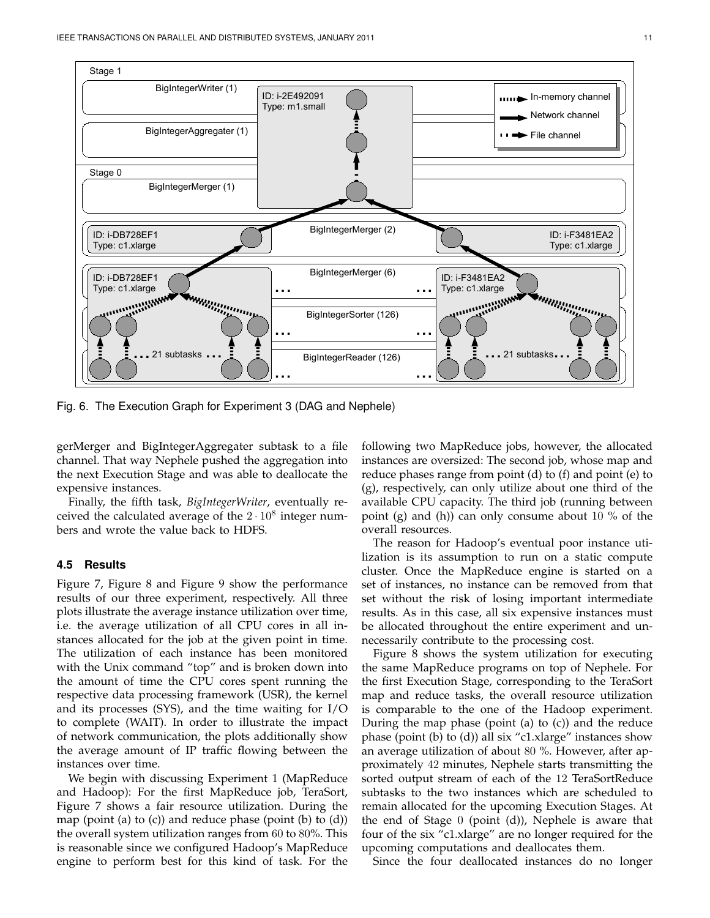Fig. 6. The Execution Graph for Experiment 3 (DAG and Nephele)

gerMerger and BigIntegerAggregater subtask to a file channel. That way Nephele pushed the aggregation into the next Execution Stage and was able to deallocate the expensive instances.

Finally, the fifth task, *BigIntegerWriter*, eventually received the calculated average of the $2 \cdot 10^8$ integer numbers and wrote the value back to HDFS.

### 4.5 Results

Figure 7, Figure 8 and Figure 9 show the performance results of our three experiment, respectively. All three plots illustrate the average instance utilization over time, i.e. the average utilization of all CPU cores in all instances allocated for the job at the given point in time. The utilization of each instance has been monitored with the Unix command "top" and is broken down into the amount of time the CPU cores spent running the respective data processing framework (USR), the kernel and its processes (SYS), and the time waiting for I/O to complete (WAIT). In order to illustrate the impact of network communication, the plots additionally show the average amount of IP traffic flowing between the instances over time.

We begin with discussing Experiment 1 (MapReduce and Hadoop): For the first MapReduce job, TeraSort, Figure 7 shows a fair resource utilization. During the map (point (a) to (c)) and reduce phase (point (b) to (d)) the overall system utilization ranges from 60 to 80%. This is reasonable since we configured Hadoop's MapReduce engine to perform best for this kind of task. For the following two MapReduce jobs, however, the allocated instances are oversized: The second job, whose map and reduce phases range from point (d) to (f) and point (e) to (g), respectively, can only utilize about one third of the available CPU capacity. The third job (running between point (g) and (h)) can only consume about 10 % of the overall resources.

The reason for Hadoop's eventual poor instance utilization is its assumption to run on a static compute cluster. Once the MapReduce engine is started on a set of instances, no instance can be removed from that set without the risk of losing important intermediate results. As in this case, all six expensive instances must be allocated throughout the entire experiment and unnecessarily contribute to the processing cost.

Figure 8 shows the system utilization for executing the same MapReduce programs on top of Nephele. For the first Execution Stage, corresponding to the TeraSort map and reduce tasks, the overall resource utilization is comparable to the one of the Hadoop experiment. During the map phase (point (a) to (c)) and the reduce phase (point (b) to (d)) all six "c1.xlarge" instances show an average utilization of about 80 %. However, after approximately 42 minutes, Nephele starts transmitting the sorted output stream of each of the 12 TeraSortReduce subtasks to the two instances which are scheduled to remain allocated for the upcoming Execution Stages. At the end of Stage 0 (point (d)), Nephele is aware that four of the six "c1.xlarge" are no longer required for the upcoming computations and deallocates them.

Since the four deallocated instances do no longer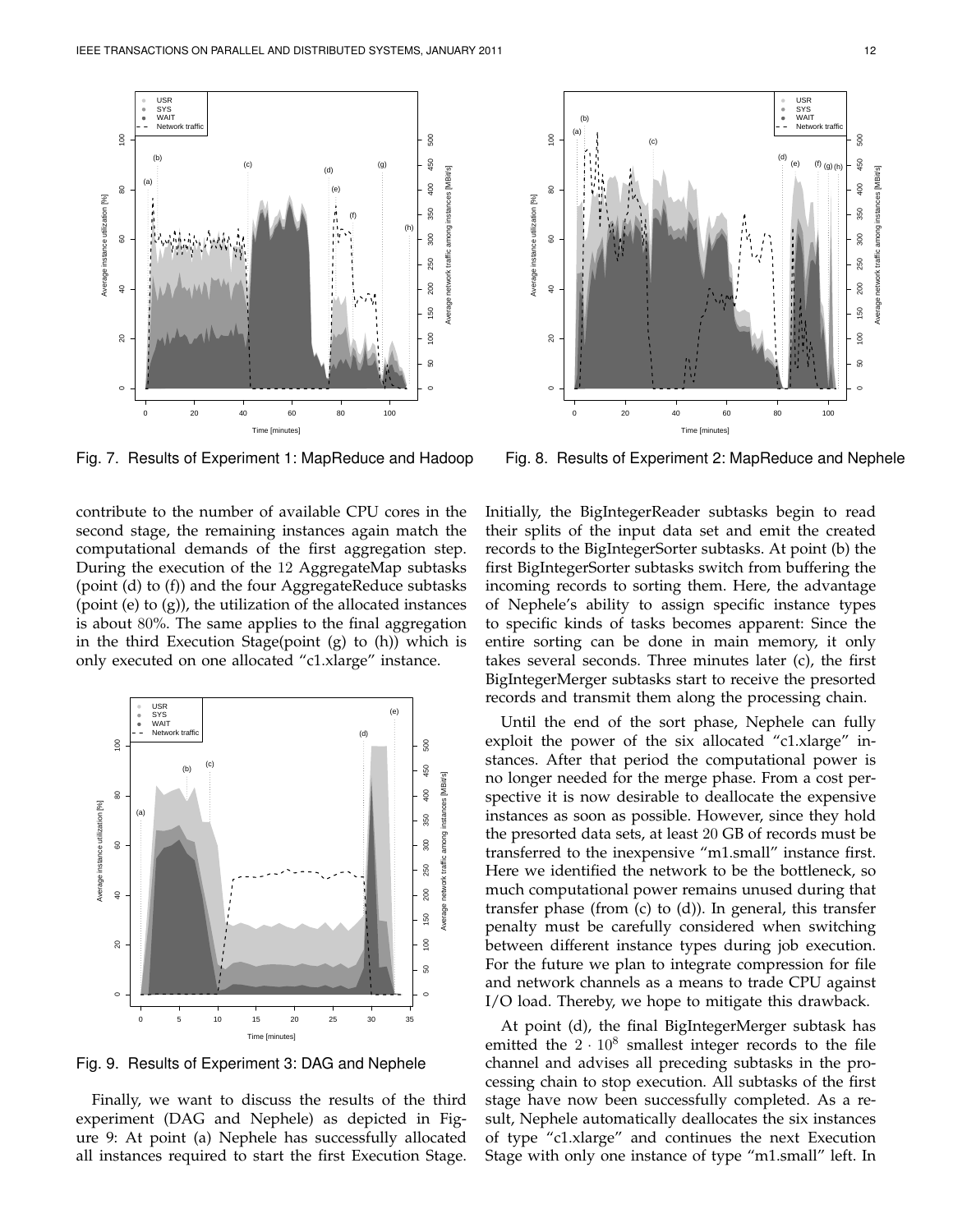Fig. 7. Results of Experiment 1: MapReduce and Hadoop

Fig. 8. Results of Experiment 2: MapReduce and Nephele

contribute to the number of available CPU cores in the second stage, the remaining instances again match the computational demands of the first aggregation step. During the execution of the 12 AggregateMap subtasks (point (d) to (f)) and the four AggregateReduce subtasks (point (e) to (g)), the utilization of the allocated instances is about 80%. The same applies to the final aggregation in the third Execution Stage(point (g) to (h)) which is only executed on one allocated "c1.xlarge" instance.

Fig. 9. Results of Experiment 3: DAG and Nephele

Finally, we want to discuss the results of the third experiment (DAG and Nephele) as depicted in Figure 9: At point (a) Nephele has successfully allocated all instances required to start the first Execution Stage. Initially, the BigIntegerReader subtasks begin to read their splits of the input data set and emit the created records to the BigIntegerSorter subtasks. At point (b) the first BigIntegerSorter subtasks switch from buffering the incoming records to sorting them. Here, the advantage of Nephele's ability to assign specific instance types to specific kinds of tasks becomes apparent: Since the entire sorting can be done in main memory, it only takes several seconds. Three minutes later (c), the first BigIntegerMerger subtasks start to receive the presorted records and transmit them along the processing chain.

Until the end of the sort phase, Nephele can fully exploit the power of the six allocated "c1.xlarge" instances. After that period the computational power is no longer needed for the merge phase. From a cost perspective it is now desirable to deallocate the expensive instances as soon as possible. However, since they hold the presorted data sets, at least 20 GB of records must be transferred to the inexpensive "m1.small" instance first. Here we identified the network to be the bottleneck, so much computational power remains unused during that transfer phase (from (c) to (d)). In general, this transfer penalty must be carefully considered when switching between different instance types during job execution. For the future we plan to integrate compression for file and network channels as a means to trade CPU against I/O load. Thereby, we hope to mitigate this drawback.

At point (d), the final BigIntegerMerger subtask has emitted the $2 \cdot 10^8$ smallest integer records to the file channel and advises all preceding subtasks in the processing chain to stop execution. All subtasks of the first stage have now been successfully completed. As a result, Nephele automatically deallocates the six instances of type "c1.xlarge" and continues the next Execution Stage with only one instance of type "m1.small" left. In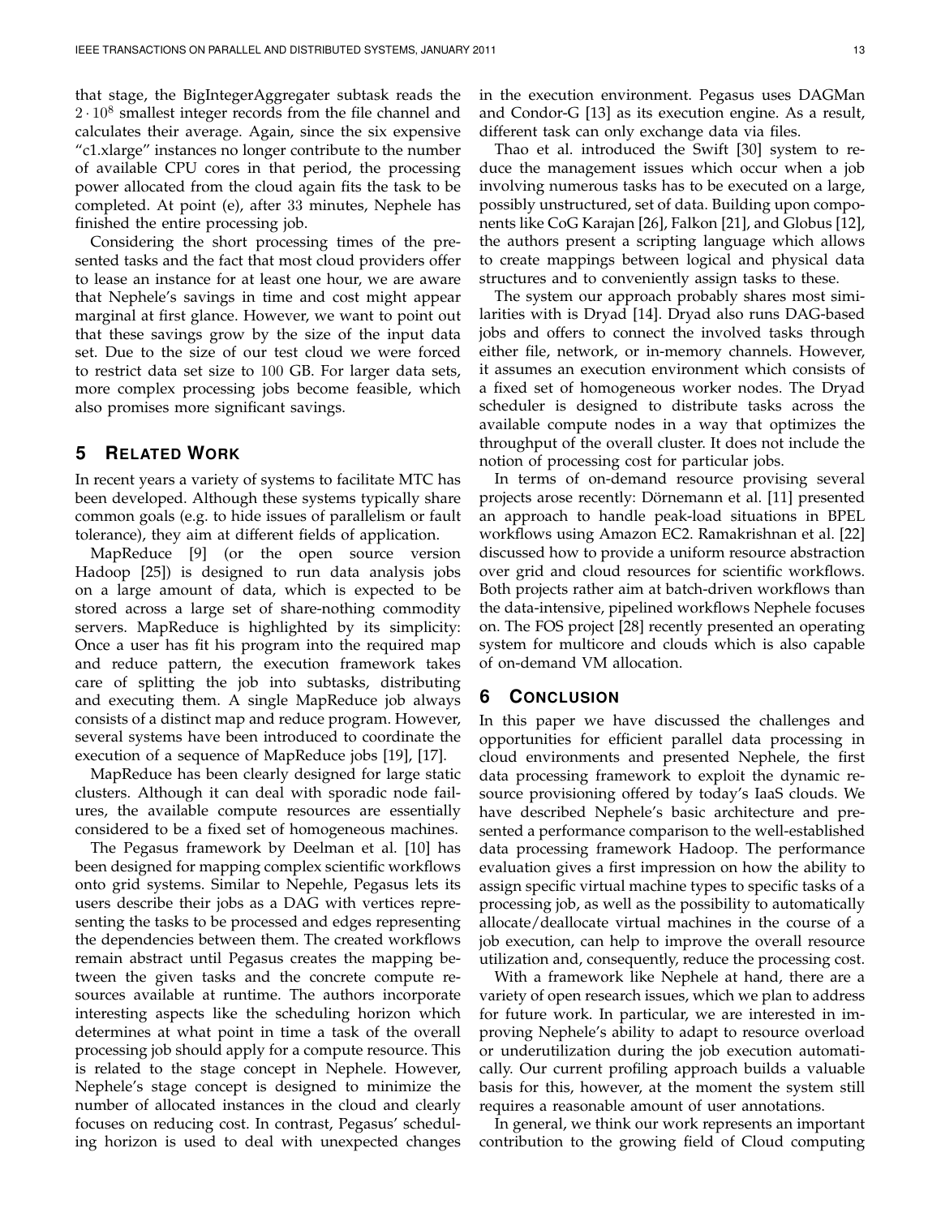that stage, the BigIntegerAggregater subtask reads the $2 \cdot 10^8$ smallest integer records from the file channel and calculates their average. Again, since the six expensive "c1.xlarge" instances no longer contribute to the number of available CPU cores in that period, the processing power allocated from the cloud again fits the task to be completed. At point (e), after 33 minutes, Nephele has finished the entire processing job.

Considering the short processing times of the presented tasks and the fact that most cloud providers offer to lease an instance for at least one hour, we are aware that Nephele's savings in time and cost might appear marginal at first glance. However, we want to point out that these savings grow by the size of the input data set. Due to the size of our test cloud we were forced to restrict data set size to 100 GB. For larger data sets, more complex processing jobs become feasible, which also promises more significant savings.

## 5 Related Work

In recent years a variety of systems to facilitate MTC has been developed. Although these systems typically share common goals (e.g. to hide issues of parallelism or fault tolerance), they aim at different fields of application.

MapReduce [9] (or the open source version Hadoop [25]) is designed to run data analysis jobs on a large amount of data, which is expected to be stored across a large set of share-nothing commodity servers. MapReduce is highlighted by its simplicity: Once a user has fit his program into the required map and reduce pattern, the execution framework takes care of splitting the job into subtasks, distributing and executing them. A single MapReduce job always consists of a distinct map and reduce program. However, several systems have been introduced to coordinate the execution of a sequence of MapReduce jobs [19], [17].

MapReduce has been clearly designed for large static clusters. Although it can deal with sporadic node failures, the available compute resources are essentially considered to be a fixed set of homogeneous machines.

The Pegasus framework by Deelman et al. [10] has been designed for mapping complex scientific workflows onto grid systems. Similar to Nepehle, Pegasus lets its users describe their jobs as a DAG with vertices representing the tasks to be processed and edges representing the dependencies between them. The created workflows remain abstract until Pegasus creates the mapping between the given tasks and the concrete compute resources available at runtime. The authors incorporate interesting aspects like the scheduling horizon which determines at what point in time a task of the overall processing job should apply for a compute resource. This is related to the stage concept in Nephele. However, Nephele's stage concept is designed to minimize the number of allocated instances in the cloud and clearly focuses on reducing cost. In contrast, Pegasus' scheduling horizon is used to deal with unexpected changes in the execution environment. Pegasus uses DAGMan and Condor-G [13] as its execution engine. As a result, different task can only exchange data via files.

Thao et al. introduced the Swift [30] system to reduce the management issues which occur when a job involving numerous tasks has to be executed on a large, possibly unstructured, set of data. Building upon components like CoG Karajan [26], Falkon [21], and Globus [12], the authors present a scripting language which allows to create mappings between logical and physical data structures and to conveniently assign tasks to these.

The system our approach probably shares most similarities with is Dryad [14]. Dryad also runs DAG-based jobs and offers to connect the involved tasks through either file, network, or in-memory channels. However, it assumes an execution environment which consists of a fixed set of homogeneous worker nodes. The Dryad scheduler is designed to distribute tasks across the available compute nodes in a way that optimizes the throughput of the overall cluster. It does not include the notion of processing cost for particular jobs.

In terms of on-demand resource provising several projects arose recently: Dörnemann et al. [11] presented an approach to handle peak-load situations in BPEL workflows using Amazon EC2. Ramakrishnan et al. [22] discussed how to provide a uniform resource abstraction over grid and cloud resources for scientific workflows. Both projects rather aim at batch-driven workflows than the data-intensive, pipelined workflows Nephele focuses on. The FOS project [28] recently presented an operating system for multicore and clouds which is also capable of on-demand VM allocation.

## 6 Conclusion

In this paper we have discussed the challenges and opportunities for efficient parallel data processing in cloud environments and presented Nephele, the first data processing framework to exploit the dynamic resource provisioning offered by today's IaaS clouds. We have described Nephele's basic architecture and presented a performance comparison to the well-established data processing framework Hadoop. The performance evaluation gives a first impression on how the ability to assign specific virtual machine types to specific tasks of a processing job, as well as the possibility to automatically allocate/deallocate virtual machines in the course of a job execution, can help to improve the overall resource utilization and, consequently, reduce the processing cost.

With a framework like Nephele at hand, there are a variety of open research issues, which we plan to address for future work. In particular, we are interested in improving Nephele's ability to adapt to resource overload or underutilization during the job execution automatically. Our current profiling approach builds a valuable basis for this, however, at the moment the system still requires a reasonable amount of user annotations.

In general, we think our work represents an important contribution to the growing field of Cloud computing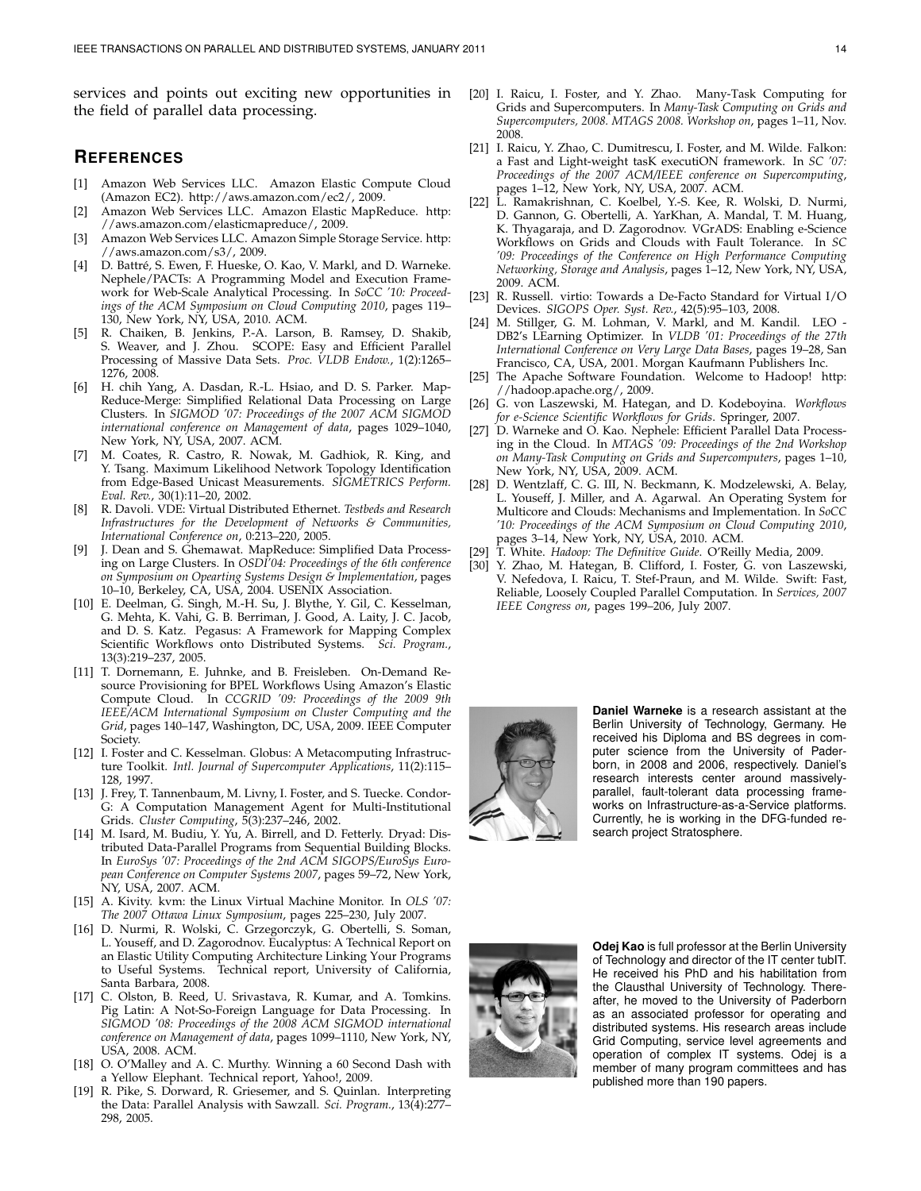services and points out exciting new opportunities in the field of parallel data processing.

## REFERENCES

[1] Amazon Web Services LLC. Amazon Elastic Compute Cloud (Amazon EC2). http://aws.amazon.com/ec2/, 2009.

[2] Amazon Web Services LLC. Amazon Elastic MapReduce. http://aws.amazon.com/elasticmapreduce/, 2009.

[3] Amazon Web Services LLC. Amazon Simple Storage Service. http://aws.amazon.com/s3/, 2009.

[4] D. Battré, S. Ewen, F. Hueske, O. Kao, V. Markl, and D. Warneke. Nephele/PACTs: A Programming Model and Execution Framework for Web-Scale Analytical Processing. In *SoCC '10: Proceedings of the ACM Symposium on Cloud Computing 2010*, pages 119–130, New York, NY, USA, 2010. ACM.

[5] R. Chaiken, B. Jenkins, P.-A. Larson, B. Ramsey, D. Shakib, S. Weaver, and J. Zhou. SCOPE: Easy and Efficient Parallel Processing of Massive Data Sets. *Proc. VLDB Endow.*, 1(2):1265–1276, 2008.

[6] H. chih Yang, A. Dasdan, R.-L. Hsiao, and D. S. Parker. Map-Reduce-Merge: Simplified Relational Data Processing on Large Clusters. In *SIGMOD '07: Proceedings of the 2007 ACM SIGMOD international conference on Management of data*, pages 1029–1040, New York, NY, USA, 2007. ACM.

[7] M. Coates, R. Castro, R. Nowak, M. Gadhiok, R. King, and Y. Tsang. Maximum Likelihood Network Topology Identification from Edge-Based Unicast Measurements. *SIGMETRICS Perform. Eval. Rev.*, 30(1):11–20, 2002.

[8] R. Davoli. VDE: Virtual Distributed Ethernet. *Testbeds and Research Infrastructures for the Development of Networks & Communities, International Conference on*, 0:213–220, 2005.

[9] J. Dean and S. Ghemawat. MapReduce: Simplified Data Processing on Large Clusters. In *OSDI'04: Proceedings of the 6th conference on Symposium on Opearting Systems Design & Implementation*, pages 10–10, Berkeley, CA, USA, 2004. USENIX Association.

[10] E. Deelman, G. Singh, M.-H. Su, J. Blythe, Y. Gil, C. Kesselman, G. Mehta, K. Vahi, G. B. Berriman, J. Good, A. Laity, J. C. Jacob, and D. S. Katz. Pegasus: A Framework for Mapping Complex Scientific Workflows onto Distributed Systems. *Sci. Program.*, 13(3):219–237, 2005.

[11] T. Dornemann, E. Juhnke, and B. Freisleben. On-Demand Resource Provisioning for BPEL Workflows Using Amazon's Elastic Compute Cloud. In *CCGRID '09: Proceedings of the 2009 9th IEEE/ACM International Symposium on Cluster Computing and the Grid*, pages 140–147, Washington, DC, USA, 2009. IEEE Computer Society.

[12] I. Foster and C. Kesselman. Globus: A Metacomputing Infrastructure Toolkit. *Intl. Journal of Supercomputer Applications*, 11(2):115–128, 1997.

[13] J. Frey, T. Tannenbaum, M. Livny, I. Foster, and S. Tuecke. Condor-G: A Computation Management Agent for Multi-Institutional Grids. *Cluster Computing*, 5(3):237–246, 2002.

[14] M. Isard, M. Budiu, Y. Yu, A. Birrell, and D. Fetterly. Dryad: Distributed Data-Parallel Programs from Sequential Building Blocks. In *EuroSys '07: Proceedings of the 2nd ACM SIGOPS/EuroSys European Conference on Computer Systems 2007*, pages 59–72, New York, NY, USA, 2007. ACM.

[15] A. Kivity. kvm: the Linux Virtual Machine Monitor. In *OLS '07: The 2007 Ottawa Linux Symposium*, pages 225–230, July 2007.

[16] D. Nurmi, R. Wolski, C. Grzegorczyk, G. Obertelli, S. Soman, L. Youseff, and D. Zagorodnov. Eucalyptus: A Technical Report on an Elastic Utility Computing Architecture Linking Your Programs to Useful Systems. Technical report, University of California, Santa Barbara, 2008.

[17] C. Olston, B. Reed, U. Srivastava, R. Kumar, and A. Tomkins. Pig Latin: A Not-So-Foreign Language for Data Processing. In *SIGMOD '08: Proceedings of the 2008 ACM SIGMOD international conference on Management of data*, pages 1099–1110, New York, NY, USA, 2008. ACM.

[18] O. O'Malley and A. C. Murthy. Winning a 60 Second Dash with a Yellow Elephant. Technical report, Yahoo!, 2009.

[19] R. Pike, S. Dorward, R. Griesemer, and S. Quinlan. Interpreting the Data: Parallel Analysis with Sawzall. *Sci. Program.*, 13(4):277–298, 2005.

[20] I. Raicu, I. Foster, and Y. Zhao. Many-Task Computing for Grids and Supercomputers. In *Many-Task Computing on Grids and Supercomputers, 2008. MTAGS 2008. Workshop on*, pages 1–11, Nov. 2008.

[21] I. Raicu, Y. Zhao, C. Dumitrescu, I. Foster, and M. Wilde. Falkon: a Fast and Light-weight tasK executiON framework. In *SC '07: Proceedings of the 2007 ACM/IEEE conference on Supercomputing*, pages 1–12, New York, NY, USA, 2007. ACM.

[22] L. Ramakrishnan, C. Koelbel, Y.-S. Kee, R. Wolski, D. Nurmi, D. Gannon, G. Obertelli, A. YarKhan, A. Mandal, T. M. Huang, K. Thyagaraja, and D. Zagorodnov. VGrADS: Enabling e-Science Workflows on Grids and Clouds with Fault Tolerance. In *SC '09: Proceedings of the Conference on High Performance Computing Networking, Storage and Analysis*, pages 1–12, New York, NY, USA, 2009. ACM.

[23] R. Russell. virtio: Towards a De-Facto Standard for Virtual I/O Devices. *SIGOPS Oper. Syst. Rev.*, 42(5):95–103, 2008.

[24] M. Stillger, G. M. Lohman, V. Markl, and M. Kandil. LEO - DB2's LEarning Optimizer. In *VLDB '01: Proceedings of the 27th International Conference on Very Large Data Bases*, pages 19–28, San Francisco, CA, USA, 2001. Morgan Kaufmann Publishers Inc.

[25] The Apache Software Foundation. Welcome to Hadoop! http://hadoop.apache.org/, 2009.

[26] G. von Laszewski, M. Hategan, and D. Kodeboyina. *Workflows for e-Science Scientific Workflows for Grids*. Springer, 2007.

[27] D. Warneke and O. Kao. Nephele: Efficient Parallel Data Processing in the Cloud. In *MTAGS '09: Proceedings of the 2nd Workshop on Many-Task Computing on Grids and Supercomputers*, pages 1–10, New York, NY, USA, 2009. ACM.

[28] D. Wentzlaff, C. G. III, N. Beckmann, K. Modzelewski, A. Belay, L. Youseff, J. Miller, and A. Agarwal. An Operating System for Multicore and Clouds: Mechanisms and Implementation. In *SoCC '10: Proceedings of the ACM Symposium on Cloud Computing 2010*, pages 3–14, New York, NY, USA, 2010. ACM.

[29] T. White. *Hadoop: The Definitive Guide*. O'Reilly Media, 2009.

[30] Y. Zhao, M. Hategan, B. Clifford, I. Foster, G. von Laszewski, V. Nefedova, I. Raicu, T. Stef-Praun, and M. Wilde. Swift: Fast, Reliable, Loosely Coupled Parallel Computation. In *Services, 2007 IEEE Congress on*, pages 199–206, July 2007.

**Daniel Warneke** is a research assistant at the Berlin University of Technology, Germany. He received his Diploma and BS degrees in computer science from the University of Paderborn, in 2008 and 2006, respectively. Daniel's research interests center around massively-parallel, fault-tolerant data processing frameworks on Infrastructure-as-a-Service platforms. Currently, he is working in the DFG-funded research project Stratosphere.

**Odej Kao** is full professor at the Berlin University of Technology and director of the IT center tubIT. He received his PhD and his habilitation from the Clausthal University of Technology. Thereafter, he moved to the University of Paderborn as an associated professor for operating and distributed systems. His research areas include Grid Computing, service level agreements and operation of complex IT systems. Odej is a member of many program committees and has published more than 190 papers.